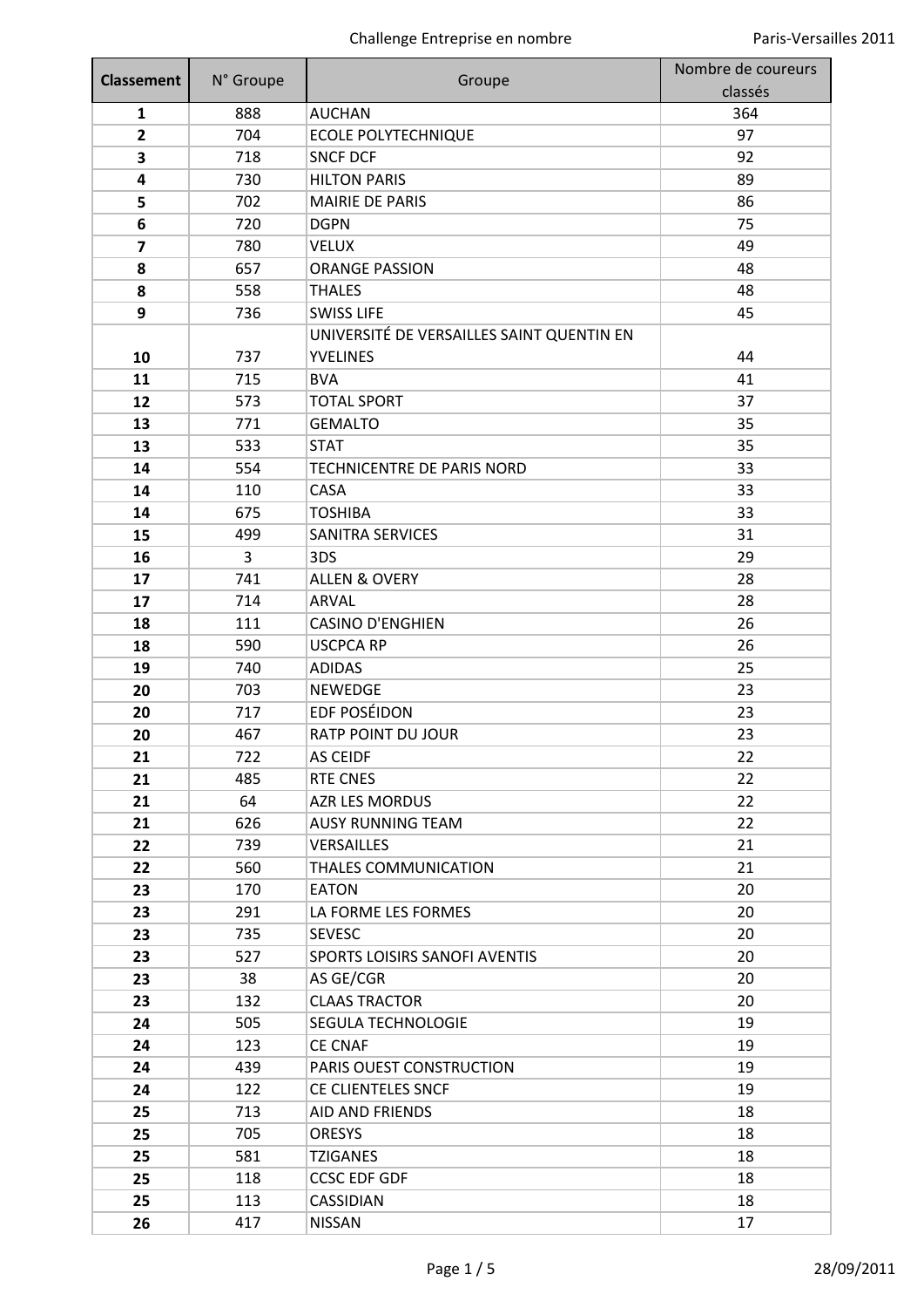| Classement | N° Groupe | Groupe | Nombre de coureurs classés |
|---|---|---|---|
| 1 | 888 | AUCHAN | 364 |
| 2 | 704 | ECOLE POLYTECHNIQUE | 97 |
| 3 | 718 | SNCF DCF | 92 |
| 4 | 730 | HILTON PARIS | 89 |
| 5 | 702 | MAIRIE DE PARIS | 86 |
| 6 | 720 | DGPN | 75 |
| 7 | 780 | VELUX | 49 |
| 8 | 657 | ORANGE PASSION | 48 |
| 8 | 558 | THALES | 48 |
| 9 | 736 | SWISS LIFE | 45 |
| 10 | 737 | UNIVERSITÉ DE VERSAILLES SAINT QUENTIN EN YVELINES | 44 |
| 11 | 715 | BVA | 41 |
| 12 | 573 | TOTAL SPORT | 37 |
| 13 | 771 | GEMALTO | 35 |
| 13 | 533 | STAT | 35 |
| 14 | 554 | TECHNICENTRE DE PARIS NORD | 33 |
| 14 | 110 | CASA | 33 |
| 14 | 675 | TOSHIBA | 33 |
| 15 | 499 | SANITRA SERVICES | 31 |
| 16 | 3 | 3DS | 29 |
| 17 | 741 | ALLEN & OVERY | 28 |
| 17 | 714 | ARVAL | 28 |
| 18 | 111 | CASINO D'ENGHIEN | 26 |
| 18 | 590 | USCPCA RP | 26 |
| 19 | 740 | ADIDAS | 25 |
| 20 | 703 | NEWEDGE | 23 |
| 20 | 717 | EDF POSÉIDON | 23 |
| 20 | 467 | RATP POINT DU JOUR | 23 |
| 21 | 722 | AS CEIDF | 22 |
| 21 | 485 | RTE CNES | 22 |
| 21 | 64 | AZR LES MORDUS | 22 |
| 21 | 626 | AUSY RUNNING TEAM | 22 |
| 22 | 739 | VERSAILLES | 21 |
| 22 | 560 | THALES COMMUNICATION | 21 |
| 23 | 170 | EATON | 20 |
| 23 | 291 | LA FORME LES FORMES | 20 |
| 23 | 735 | SEVESC | 20 |
| 23 | 527 | SPORTS LOISIRS SANOFI AVENTIS | 20 |
| 23 | 38 | AS GE/CGR | 20 |
| 23 | 132 | CLAAS TRACTOR | 20 |
| 24 | 505 | SEGULA TECHNOLOGIE | 19 |
| 24 | 123 | CE CNAF | 19 |
| 24 | 439 | PARIS OUEST CONSTRUCTION | 19 |
| 24 | 122 | CE CLIENTELES SNCF | 19 |
| 25 | 713 | AID AND FRIENDS | 18 |
| 25 | 705 | ORESYS | 18 |
| 25 | 581 | TZIGANES | 18 |
| 25 | 118 | CCSC EDF GDF | 18 |
| 25 | 113 | CASSIDIAN | 18 |
| 26 | 417 | NISSAN | 17 |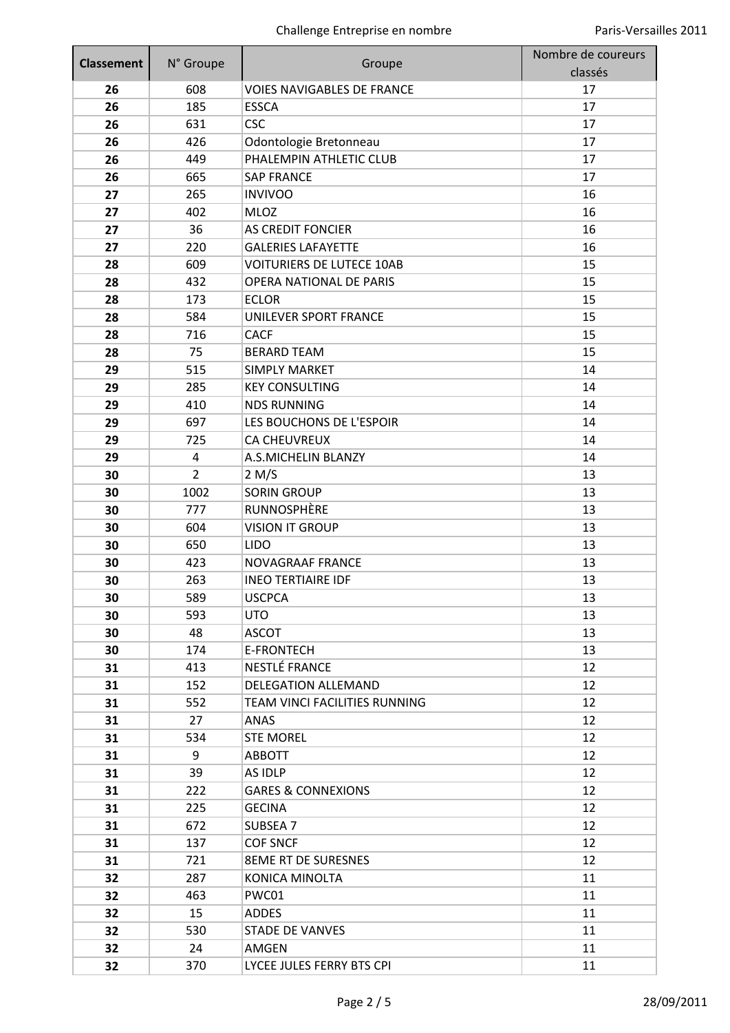| Classement | N° Groupe | Groupe | Nombre de coureurs classés |
|---|---|---|---|
| 26 | 608 | VOIES NAVIGABLES DE FRANCE | 17 |
| 26 | 185 | ESSCA | 17 |
| 26 | 631 | CSC | 17 |
| 26 | 426 | Odontologie Bretonneau | 17 |
| 26 | 449 | PHALEMPIN ATHLETIC CLUB | 17 |
| 26 | 665 | SAP FRANCE | 17 |
| 27 | 265 | INVIVOO | 16 |
| 27 | 402 | MLOZ | 16 |
| 27 | 36 | AS CREDIT FONCIER | 16 |
| 27 | 220 | GALERIES LAFAYETTE | 16 |
| 28 | 609 | VOITURIERS DE LUTECE 10AB | 15 |
| 28 | 432 | OPERA NATIONAL DE PARIS | 15 |
| 28 | 173 | ECLOR | 15 |
| 28 | 584 | UNILEVER SPORT FRANCE | 15 |
| 28 | 716 | CACF | 15 |
| 28 | 75 | BERARD TEAM | 15 |
| 29 | 515 | SIMPLY MARKET | 14 |
| 29 | 285 | KEY CONSULTING | 14 |
| 29 | 410 | NDS RUNNING | 14 |
| 29 | 697 | LES BOUCHONS DE L'ESPOIR | 14 |
| 29 | 725 | CA CHEUVREUX | 14 |
| 29 | 4 | A.S.MICHELIN BLANZY | 14 |
| 30 | 2 | 2 M/S | 13 |
| 30 | 1002 | SORIN GROUP | 13 |
| 30 | 777 | RUNNOSPHÈRE | 13 |
| 30 | 604 | VISION IT GROUP | 13 |
| 30 | 650 | LIDO | 13 |
| 30 | 423 | NOVAGRAAF FRANCE | 13 |
| 30 | 263 | INEO TERTIAIRE IDF | 13 |
| 30 | 589 | USCPCA | 13 |
| 30 | 593 | UTO | 13 |
| 30 | 48 | ASCOT | 13 |
| 30 | 174 | E-FRONTECH | 13 |
| 31 | 413 | NESTLÉ FRANCE | 12 |
| 31 | 152 | DELEGATION ALLEMAND | 12 |
| 31 | 552 | TEAM VINCI FACILITIES RUNNING | 12 |
| 31 | 27 | ANAS | 12 |
| 31 | 534 | STE MOREL | 12 |
| 31 | 9 | ABBOTT | 12 |
| 31 | 39 | AS IDLP | 12 |
| 31 | 222 | GARES & CONNEXIONS | 12 |
| 31 | 225 | GECINA | 12 |
| 31 | 672 | SUBSEA 7 | 12 |
| 31 | 137 | COF SNCF | 12 |
| 31 | 721 | 8EME RT DE SURESNES | 12 |
| 32 | 287 | KONICA MINOLTA | 11 |
| 32 | 463 | PWC01 | 11 |
| 32 | 15 | ADDES | 11 |
| 32 | 530 | STADE DE VANVES | 11 |
| 32 | 24 | AMGEN | 11 |
| 32 | 370 | LYCEE JULES FERRY BTS CPI | 11 |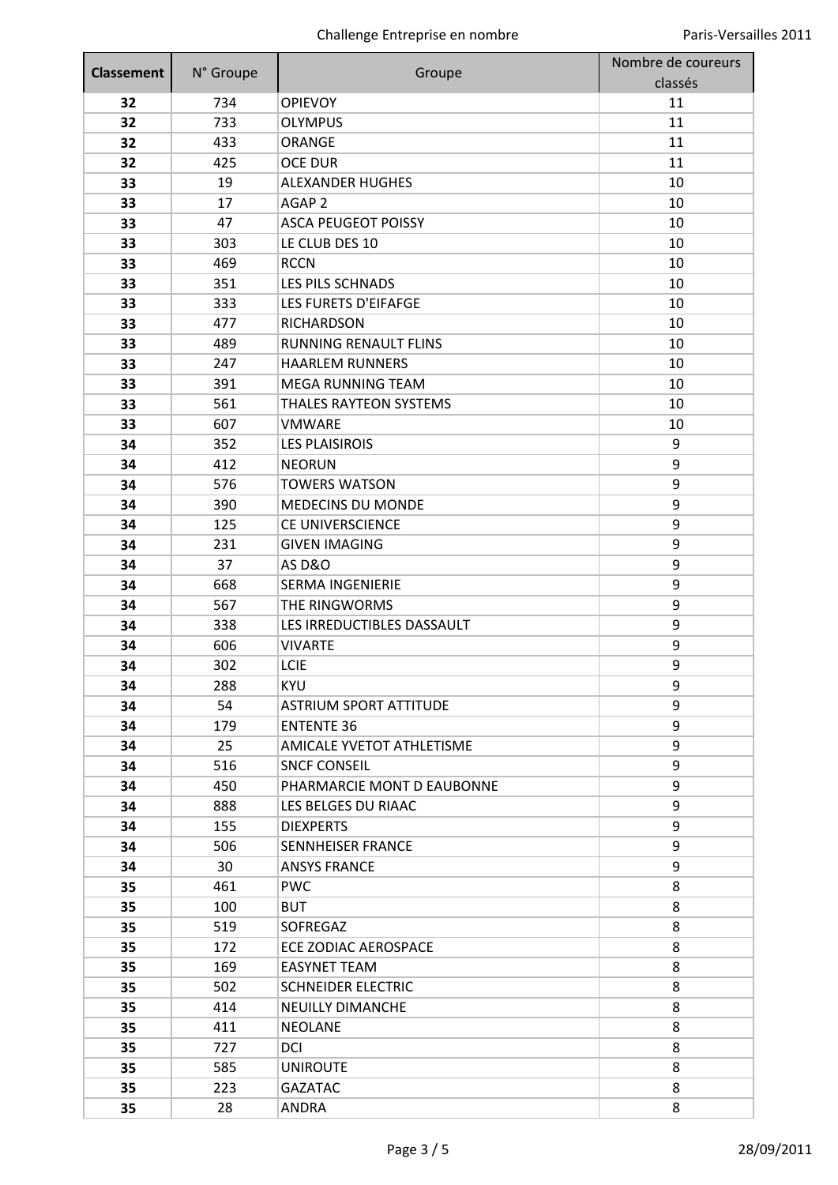| Classement | N° Groupe | Groupe | Nombre de coureurs classés |
|---|---|---|---|
| **32** | 734 | OPIEVOY | 11 |
| **32** | 733 | OLYMPUS | 11 |
| **32** | 433 | ORANGE | 11 |
| **32** | 425 | OCE DUR | 11 |
| **33** | 19 | ALEXANDER HUGHES | 10 |
| **33** | 17 | AGAP 2 | 10 |
| **33** | 47 | ASCA PEUGEOT POISSY | 10 |
| **33** | 303 | LE CLUB DES 10 | 10 |
| **33** | 469 | RCCN | 10 |
| **33** | 351 | LES PILS SCHNADS | 10 |
| **33** | 333 | LES FURETS D'EIFAFGE | 10 |
| **33** | 477 | RICHARDSON | 10 |
| **33** | 489 | RUNNING RENAULT FLINS | 10 |
| **33** | 247 | HAARLEM RUNNERS | 10 |
| **33** | 391 | MEGA RUNNING TEAM | 10 |
| **33** | 561 | THALES RAYTEON SYSTEMS | 10 |
| **33** | 607 | VMWARE | 10 |
| **34** | 352 | LES PLAISIROIS | 9 |
| **34** | 412 | NEORUN | 9 |
| **34** | 576 | TOWERS WATSON | 9 |
| **34** | 390 | MEDECINS DU MONDE | 9 |
| **34** | 125 | CE UNIVERSCIENCE | 9 |
| **34** | 231 | GIVEN IMAGING | 9 |
| **34** | 37 | AS D&O | 9 |
| **34** | 668 | SERMA INGENIERIE | 9 |
| **34** | 567 | THE RINGWORMS | 9 |
| **34** | 338 | LES IRREDUCTIBLES DASSAULT | 9 |
| **34** | 606 | VIVARTE | 9 |
| **34** | 302 | LCIE | 9 |
| **34** | 288 | KYU | 9 |
| **34** | 54 | ASTRIUM SPORT ATTITUDE | 9 |
| **34** | 179 | ENTENTE 36 | 9 |
| **34** | 25 | AMICALE YVETOT ATHLETISME | 9 |
| **34** | 516 | SNCF CONSEIL | 9 |
| **34** | 450 | PHARMARCIE MONT D EAUBONNE | 9 |
| **34** | 888 | LES BELGES DU RIAAC | 9 |
| **34** | 155 | DIEXPERTS | 9 |
| **34** | 506 | SENNHEISER FRANCE | 9 |
| **34** | 30 | ANSYS FRANCE | 9 |
| **35** | 461 | PWC | 8 |
| **35** | 100 | BUT | 8 |
| **35** | 519 | SOFREGAZ | 8 |
| **35** | 172 | ECE ZODIAC AEROSPACE | 8 |
| **35** | 169 | EASYNET TEAM | 8 |
| **35** | 502 | SCHNEIDER ELECTRIC | 8 |
| **35** | 414 | NEUILLY DIMANCHE | 8 |
| **35** | 411 | NEOLANE | 8 |
| **35** | 727 | DCI | 8 |
| **35** | 585 | UNIROUTE | 8 |
| **35** | 223 | GAZATAC | 8 |
| **35** | 28 | ANDRA | 8 |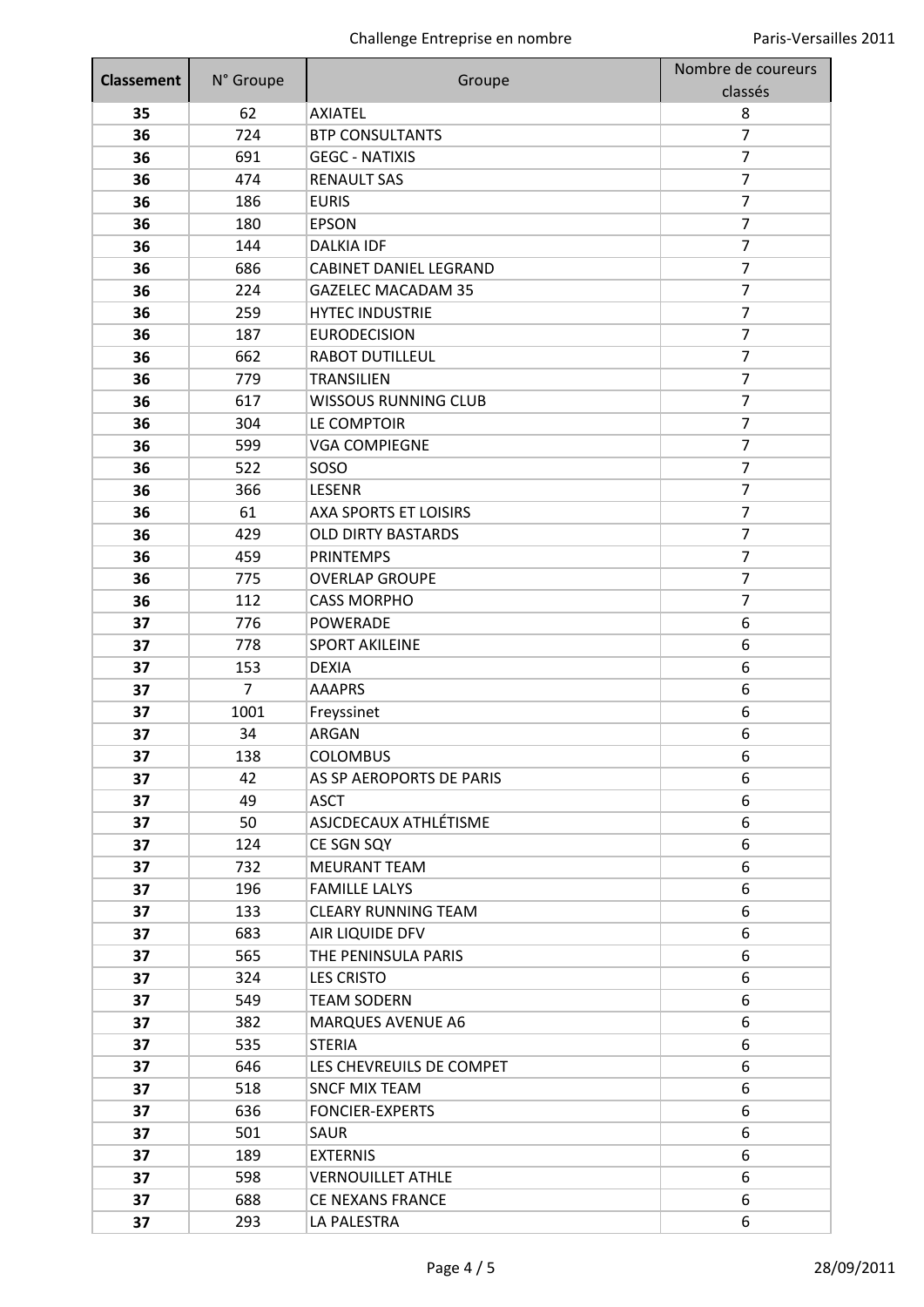| Classement | N° Groupe | Groupe | Nombre de coureurs classés |
|---|---|---|---|
| **35** | 62 | AXIATEL | 8 |
| **36** | 724 | BTP CONSULTANTS | 7 |
| **36** | 691 | GEGC - NATIXIS | 7 |
| **36** | 474 | RENAULT SAS | 7 |
| **36** | 186 | EURIS | 7 |
| **36** | 180 | EPSON | 7 |
| **36** | 144 | DALKIA IDF | 7 |
| **36** | 686 | CABINET DANIEL LEGRAND | 7 |
| **36** | 224 | GAZELEC MACADAM 35 | 7 |
| **36** | 259 | HYTEC INDUSTRIE | 7 |
| **36** | 187 | EURODECISION | 7 |
| **36** | 662 | RABOT DUTILLEUL | 7 |
| **36** | 779 | TRANSILIEN | 7 |
| **36** | 617 | WISSOUS RUNNING CLUB | 7 |
| **36** | 304 | LE COMPTOIR | 7 |
| **36** | 599 | VGA COMPIEGNE | 7 |
| **36** | 522 | SOSO | 7 |
| **36** | 366 | LESENR | 7 |
| **36** | 61 | AXA SPORTS ET LOISIRS | 7 |
| **36** | 429 | OLD DIRTY BASTARDS | 7 |
| **36** | 459 | PRINTEMPS | 7 |
| **36** | 775 | OVERLAP GROUPE | 7 |
| **36** | 112 | CASS MORPHO | 7 |
| **37** | 776 | POWERADE | 6 |
| **37** | 778 | SPORT AKILEINE | 6 |
| **37** | 153 | DEXIA | 6 |
| **37** | 7 | AAAPRS | 6 |
| **37** | 1001 | Freyssinet | 6 |
| **37** | 34 | ARGAN | 6 |
| **37** | 138 | COLOMBUS | 6 |
| **37** | 42 | AS SP AEROPORTS DE PARIS | 6 |
| **37** | 49 | ASCT | 6 |
| **37** | 50 | ASJCDECAUX ATHLÉTISME | 6 |
| **37** | 124 | CE SGN SQY | 6 |
| **37** | 732 | MEURANT TEAM | 6 |
| **37** | 196 | FAMILLE LALYS | 6 |
| **37** | 133 | CLEARY RUNNING TEAM | 6 |
| **37** | 683 | AIR LIQUIDE DFV | 6 |
| **37** | 565 | THE PENINSULA PARIS | 6 |
| **37** | 324 | LES CRISTO | 6 |
| **37** | 549 | TEAM SODERN | 6 |
| **37** | 382 | MARQUES AVENUE A6 | 6 |
| **37** | 535 | STERIA | 6 |
| **37** | 646 | LES CHEVREUILS DE COMPET | 6 |
| **37** | 518 | SNCF MIX TEAM | 6 |
| **37** | 636 | FONCIER-EXPERTS | 6 |
| **37** | 501 | SAUR | 6 |
| **37** | 189 | EXTERNIS | 6 |
| **37** | 598 | VERNOUILLET ATHLE | 6 |
| **37** | 688 | CE NEXANS FRANCE | 6 |
| **37** | 293 | LA PALESTRA | 6 |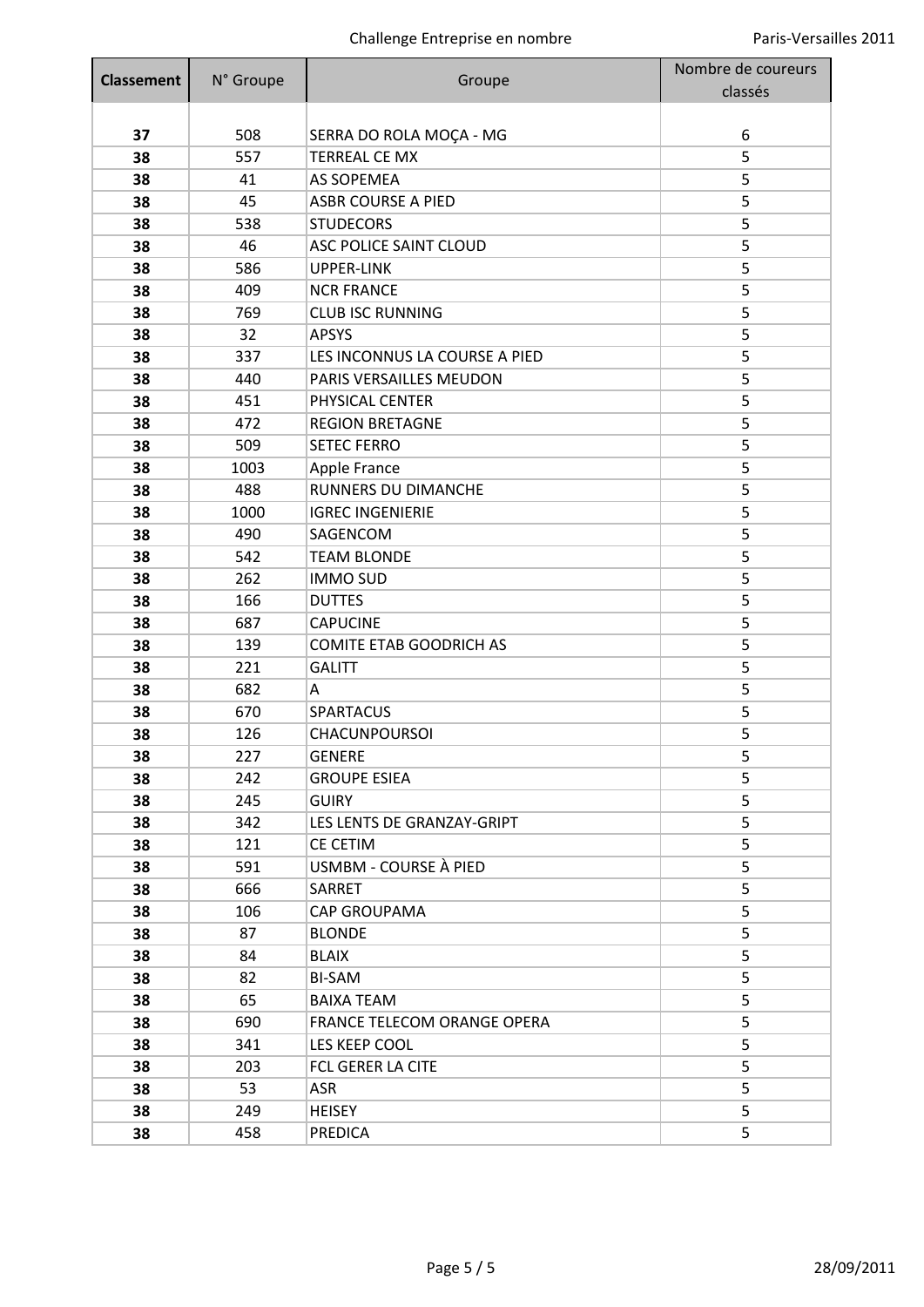| Classement | N° Groupe | Groupe | Nombre de coureurs classés |
|---|---|---|---|
| **37** | 508 | SERRA DO ROLA MOÇA - MG | 6 |
| **38** | 557 | TERREAL CE MX | 5 |
| **38** | 41 | AS SOPEMEA | 5 |
| **38** | 45 | ASBR COURSE A PIED | 5 |
| **38** | 538 | STUDECORS | 5 |
| **38** | 46 | ASC POLICE SAINT CLOUD | 5 |
| **38** | 586 | UPPER-LINK | 5 |
| **38** | 409 | NCR FRANCE | 5 |
| **38** | 769 | CLUB ISC RUNNING | 5 |
| **38** | 32 | APSYS | 5 |
| **38** | 337 | LES INCONNUS LA COURSE A PIED | 5 |
| **38** | 440 | PARIS VERSAILLES MEUDON | 5 |
| **38** | 451 | PHYSICAL CENTER | 5 |
| **38** | 472 | REGION BRETAGNE | 5 |
| **38** | 509 | SETEC FERRO | 5 |
| **38** | 1003 | Apple France | 5 |
| **38** | 488 | RUNNERS DU DIMANCHE | 5 |
| **38** | 1000 | IGREC INGENIERIE | 5 |
| **38** | 490 | SAGENCOM | 5 |
| **38** | 542 | TEAM BLONDE | 5 |
| **38** | 262 | IMMO SUD | 5 |
| **38** | 166 | DUTTES | 5 |
| **38** | 687 | CAPUCINE | 5 |
| **38** | 139 | COMITE ETAB GOODRICH AS | 5 |
| **38** | 221 | GALITT | 5 |
| **38** | 682 | A | 5 |
| **38** | 670 | SPARTACUS | 5 |
| **38** | 126 | CHACUNPOURSOI | 5 |
| **38** | 227 | GENERE | 5 |
| **38** | 242 | GROUPE ESIEA | 5 |
| **38** | 245 | GUIRY | 5 |
| **38** | 342 | LES LENTS DE GRANZAY-GRIPT | 5 |
| **38** | 121 | CE CETIM | 5 |
| **38** | 591 | USMBM - COURSE À PIED | 5 |
| **38** | 666 | SARRET | 5 |
| **38** | 106 | CAP GROUPAMA | 5 |
| **38** | 87 | BLONDE | 5 |
| **38** | 84 | BLAIX | 5 |
| **38** | 82 | BI-SAM | 5 |
| **38** | 65 | BAIXA TEAM | 5 |
| **38** | 690 | FRANCE TELECOM ORANGE OPERA | 5 |
| **38** | 341 | LES KEEP COOL | 5 |
| **38** | 203 | FCL GERER LA CITE | 5 |
| **38** | 53 | ASR | 5 |
| **38** | 249 | HEISEY | 5 |
| **38** | 458 | PREDICA | 5 |